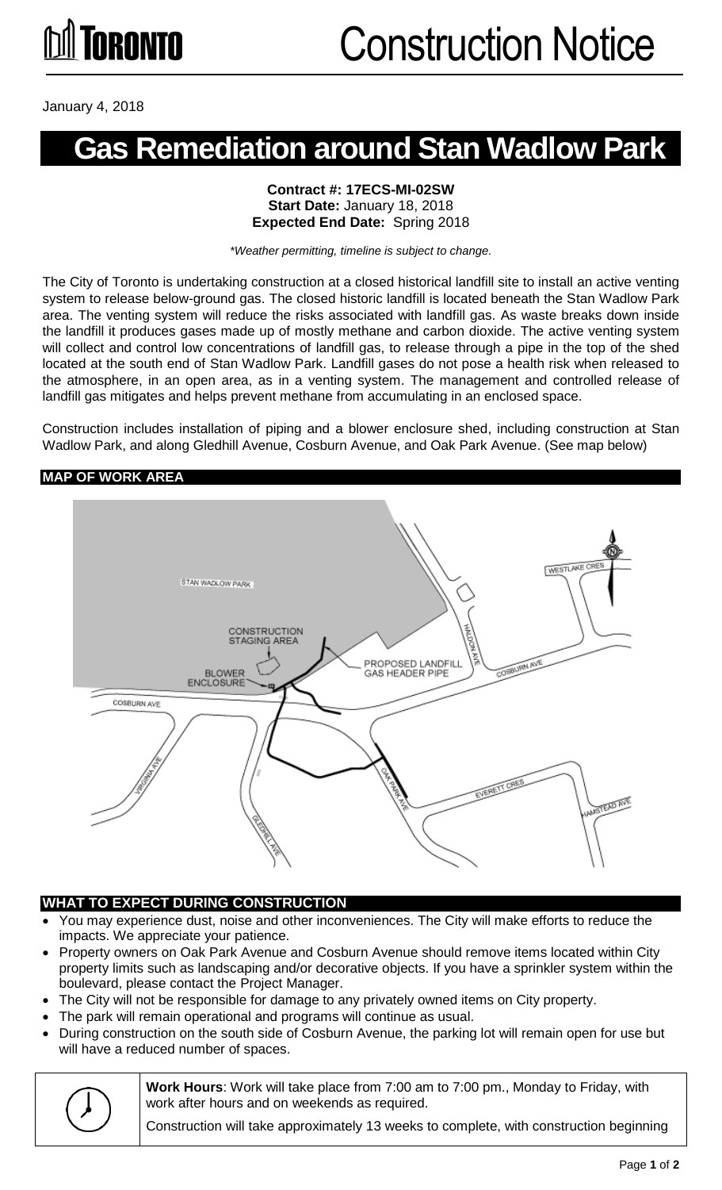**TORONTO** Construction Notice

January 4, 2018

# Gas Remediation around Stan Wadlow Park

**Contract #: 17ECS-MI-02SW**
**Start Date:** January 18, 2018
**Expected End Date:** Spring 2018

*\*Weather permitting, timeline is subject to change.*

The City of Toronto is undertaking construction at a closed historical landfill site to install an active venting system to release below-ground gas. The closed historic landfill is located beneath the Stan Wadlow Park area. The venting system will reduce the risks associated with landfill gas. As waste breaks down inside the landfill it produces gases made up of mostly methane and carbon dioxide. The active venting system will collect and control low concentrations of landfill gas, to release through a pipe in the top of the shed located at the south end of Stan Wadlow Park. Landfill gases do not pose a health risk when released to the atmosphere, in an open area, as in a venting system. The management and controlled release of landfill gas mitigates and helps prevent methane from accumulating in an enclosed space.

Construction includes installation of piping and a blower enclosure shed, including construction at Stan Wadlow Park, and along Gledhill Avenue, Cosburn Avenue, and Oak Park Avenue. (See map below)

## MAP OF WORK AREA

STAN WADLOW PARK
CONSTRUCTION STAGING AREA
BLOWER ENCLOSURE
PROPOSED LANDFILL GAS HEADER PIPE
COSBURN AVE
HALDON AVE
WESTLAKE CRES
VIRGINIA AVE
GLEDHILL AVE
OAK PARK AVE
EVERETT CRES
HAMSTEAD AVE

## WHAT TO EXPECT DURING CONSTRUCTION

- You may experience dust, noise and other inconveniences. The City will make efforts to reduce the impacts. We appreciate your patience.
- Property owners on Oak Park Avenue and Cosburn Avenue should remove items located within City property limits such as landscaping and/or decorative objects. If you have a sprinkler system within the boulevard, please contact the Project Manager.
- The City will not be responsible for damage to any privately owned items on City property.
- The park will remain operational and programs will continue as usual.
- During construction on the south side of Cosburn Avenue, the parking lot will remain open for use but will have a reduced number of spaces.

**Work Hours**: Work will take place from 7:00 am to 7:00 pm., Monday to Friday, with work after hours and on weekends as required.

Construction will take approximately 13 weeks to complete, with construction beginning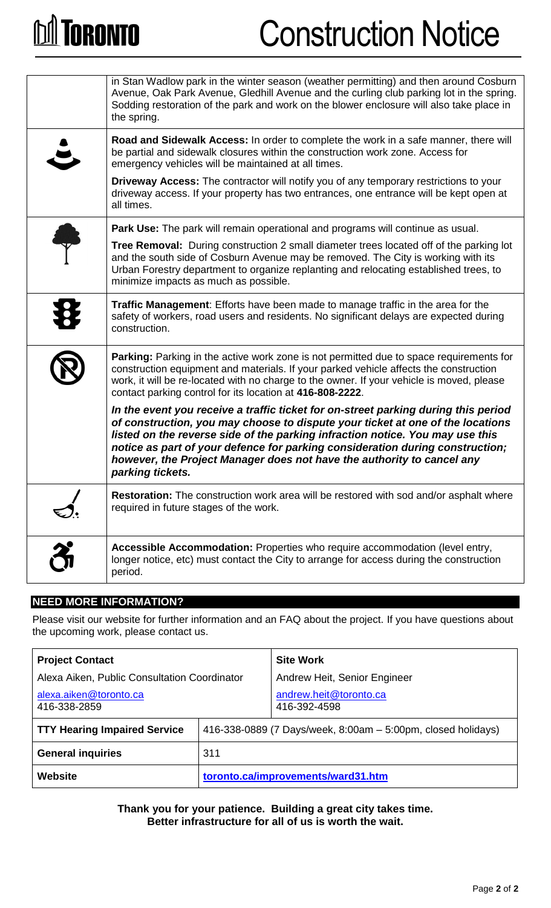# Construction Notice

in Stan Wadlow park in the winter season (weather permitting) and then around Cosburn Avenue, Oak Park Avenue, Gledhill Avenue and the curling club parking lot in the spring. Sodding restoration of the park and work on the blower enclosure will also take place in the spring.

**Road and Sidewalk Access:** In order to complete the work in a safe manner, there will be partial and sidewalk closures within the construction work zone. Access for emergency vehicles will be maintained at all times.

**Driveway Access:** The contractor will notify you of any temporary restrictions to your driveway access. If your property has two entrances, one entrance will be kept open at all times.

**Park Use:** The park will remain operational and programs will continue as usual.

**Tree Removal:** During construction 2 small diameter trees located off of the parking lot and the south side of Cosburn Avenue may be removed. The City is working with its Urban Forestry department to organize replanting and relocating established trees, to minimize impacts as much as possible.

**Traffic Management**: Efforts have been made to manage traffic in the area for the safety of workers, road users and residents. No significant delays are expected during construction.

**Parking:** Parking in the active work zone is not permitted due to space requirements for construction equipment and materials. If your parked vehicle affects the construction work, it will be re-located with no charge to the owner. If your vehicle is moved, please contact parking control for its location at **416-808-2222**.

***In the event you receive a traffic ticket for on-street parking during this period of construction, you may choose to dispute your ticket at one of the locations listed on the reverse side of the parking infraction notice. You may use this notice as part of your defence for parking consideration during construction; however, the Project Manager does not have the authority to cancel any parking tickets.***

**Restoration:** The construction work area will be restored with sod and/or asphalt where required in future stages of the work.

**Accessible Accommodation:** Properties who require accommodation (level entry, longer notice, etc) must contact the City to arrange for access during the construction period.

## NEED MORE INFORMATION?

Please visit our website for further information and an FAQ about the project. If you have questions about the upcoming work, please contact us.

| | | |
|---|---|---|
| **Project Contact**<br>Alexa Aiken, Public Consultation Coordinator<br>alexa.aiken@toronto.ca<br>416-338-2859 | | **Site Work**<br>Andrew Heit, Senior Engineer<br>andrew.heit@toronto.ca<br>416-392-4598 |
| **TTY Hearing Impaired Service** | 416-338-0889 (7 Days/week, 8:00am – 5:00pm, closed holidays) | |
| **General inquiries** | 311 | |
| **Website** | **toronto.ca/improvements/ward31.htm** | |

**Thank you for your patience. Building a great city takes time.**
**Better infrastructure for all of us is worth the wait.**